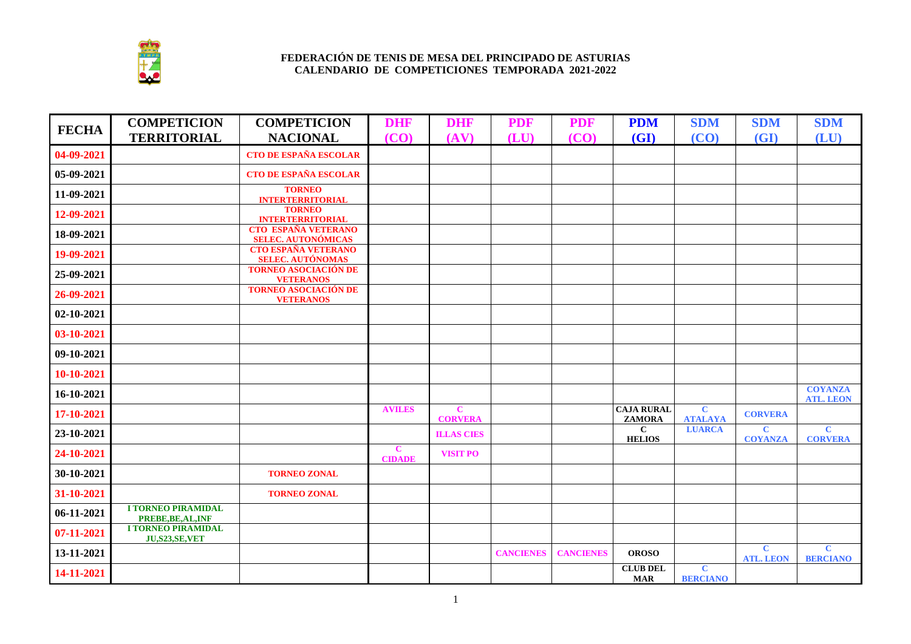# FEDERACIÓN DE TENIS DE MESA DEL PRINCIPADO DE ASTURIAS
## CALENDARIO DE COMPETICIONES TEMPORADA 2021-2022

| FECHA | COMPETICION TERRITORIAL | COMPETICION NACIONAL | DHF (CO) | DHF (AV) | PDF (LU) | PDF (CO) | PDM (GI) | SDM (CO) | SDM (GI) | SDM (LU) |
|---|---|---|---|---|---|---|---|---|---|---|
| 04-09-2021 | | CTO DE ESPAÑA ESCOLAR | | | | | | | | |
| 05-09-2021 | | CTO DE ESPAÑA ESCOLAR | | | | | | | | |
| 11-09-2021 | | TORNEO INTERTERRITORIAL | | | | | | | | |
| 12-09-2021 | | TORNEO INTERTERRITORIAL | | | | | | | | |
| 18-09-2021 | | CTO ESPAÑA VETERANO SELEC. AUTONÓMICAS | | | | | | | | |
| 19-09-2021 | | CTO ESPAÑA VETERANO SELEC. AUTÓNOMAS | | | | | | | | |
| 25-09-2021 | | TORNEO ASOCIACIÓN DE VETERANOS | | | | | | | | |
| 26-09-2021 | | TORNEO ASOCIACIÓN DE VETERANOS | | | | | | | | |
| 02-10-2021 | | | | | | | | | | |
| 03-10-2021 | | | | | | | | | | |
| 09-10-2021 | | | | | | | | | | |
| 10-10-2021 | | | | | | | | | | |
| 16-10-2021 | | | | | | | | | | COYANZA ATL. LEON |
| 17-10-2021 | | | AVILES | C CORVERA | | | CAJA RURAL ZAMORA | C ATALAYA | CORVERA | |
| 23-10-2021 | | | | ILLAS CIES | | | C HELIOS | LUARCA | C COYANZA | C CORVERA |
| 24-10-2021 | | | C CIDADE | VISIT PO | | | | | | |
| 30-10-2021 | | TORNEO ZONAL | | | | | | | | |
| 31-10-2021 | | TORNEO ZONAL | | | | | | | | |
| 06-11-2021 | I TORNEO PIRAMIDAL PREBE,BE,AL,INF | | | | | | | | | |
| 07-11-2021 | I TORNEO PIRAMIDAL JU,S23,SE,VET | | | | | | | | | |
| 13-11-2021 | | | | | CANCIENES | CANCIENES | OROSO | | C ATL. LEON | C BERCIANO |
| 14-11-2021 | | | | | | | CLUB DEL MAR | C BERCIANO | | |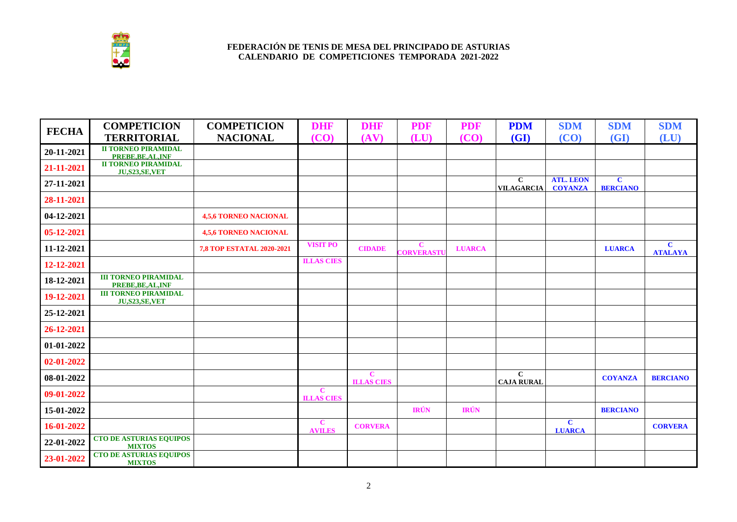**FEDERACIÓN DE TENIS DE MESA DEL PRINCIPADO DE ASTURIAS**
**CALENDARIO DE COMPETICIONES TEMPORADA 2021-2022**

| FECHA | COMPETICION TERRITORIAL | COMPETICION NACIONAL | DHF (CO) | DHF (AV) | PDF (LU) | PDF (CO) | PDM (GI) | SDM (CO) | SDM (GI) | SDM (LU) |
|---|---|---|---|---|---|---|---|---|---|---|
| 20-11-2021 | II TORNEO PIRAMIDAL PREBE,BE,AL,INF | | | | | | | | | |
| 21-11-2021 | II TORNEO PIRAMIDAL JU,S23,SE,VET | | | | | | | | | |
| 27-11-2021 | | | | | | | C VILAGARCIA | ATL. LEON COYANZA | C BERCIANO | |
| 28-11-2021 | | | | | | | | | | |
| 04-12-2021 | | 4,5,6 TORNEO NACIONAL | | | | | | | | |
| 05-12-2021 | | 4,5,6 TORNEO NACIONAL | | | | | | | | |
| 11-12-2021 | | 7,8 TOP ESTATAL 2020-2021 | VISIT PO | CIDADE | C CORVERASTU | LUARCA | | | LUARCA | C ATALAYA |
| 12-12-2021 | | | ILLAS CIES | | | | | | | |
| 18-12-2021 | III TORNEO PIRAMIDAL PREBE,BE,AL,INF | | | | | | | | | |
| 19-12-2021 | III TORNEO PIRAMIDAL JU,S23,SE,VET | | | | | | | | | |
| 25-12-2021 | | | | | | | | | | |
| 26-12-2021 | | | | | | | | | | |
| 01-01-2022 | | | | | | | | | | |
| 02-01-2022 | | | | | | | | | | |
| 08-01-2022 | | | | C ILLAS CIES | | | C CAJA RURAL | | COYANZA | BERCIANO |
| 09-01-2022 | | | C ILLAS CIES | | | | | | | |
| 15-01-2022 | | | | | IRÚN | IRÚN | | | BERCIANO | |
| 16-01-2022 | | | C AVILES | CORVERA | | | | C LUARCA | | CORVERA |
| 22-01-2022 | CTO DE ASTURIAS EQUIPOS MIXTOS | | | | | | | | | |
| 23-01-2022 | CTO DE ASTURIAS EQUIPOS MIXTOS | | | | | | | | | |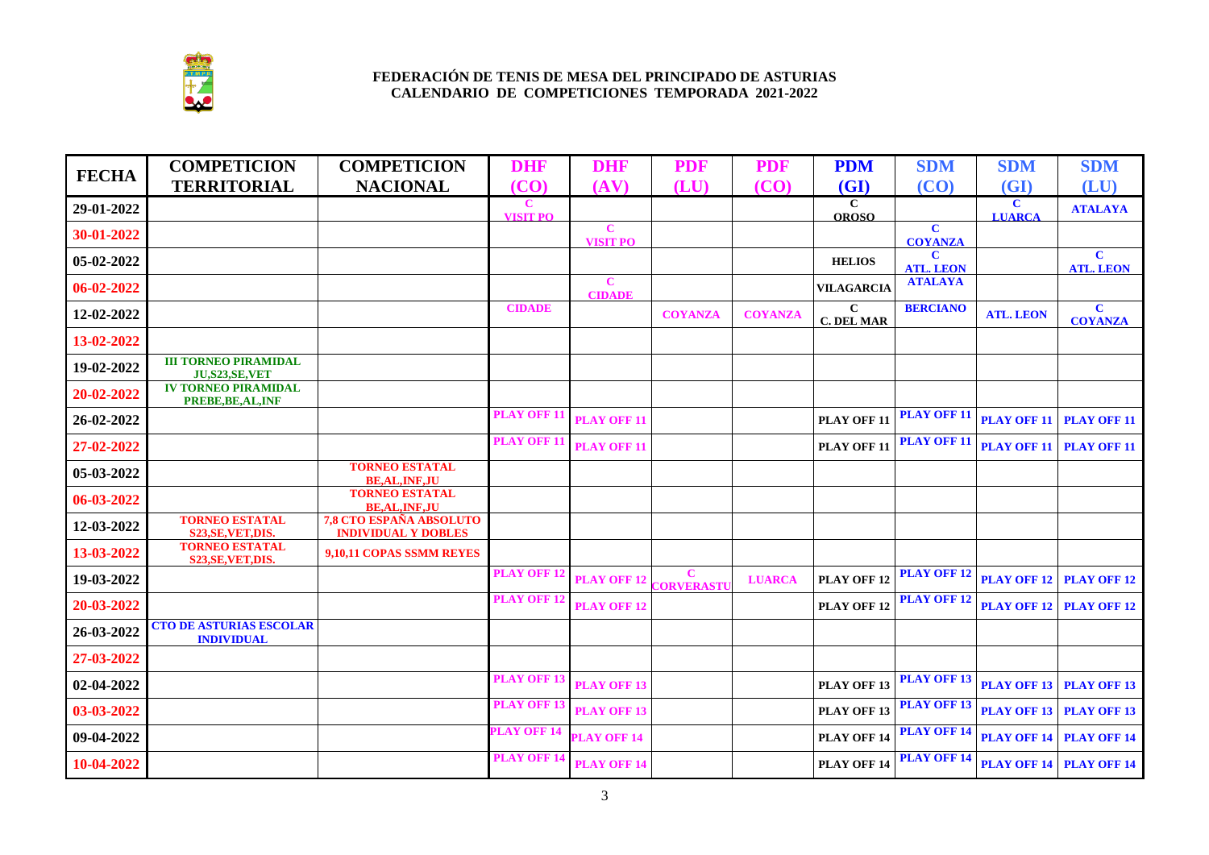# FEDERACIÓN DE TENIS DE MESA DEL PRINCIPADO DE ASTURIAS
## CALENDARIO DE COMPETICIONES TEMPORADA 2021-2022

| FECHA | COMPETICION TERRITORIAL | COMPETICION NACIONAL | DHF (CO) | DHF (AV) | PDF (LU) | PDF (CO) | PDM (GI) | SDM (CO) | SDM (GI) | SDM (LU) |
|---|---|---|---|---|---|---|---|---|---|---|
| 29-01-2022 | | | C VISIT PO | | | | C OROSO | | C LUARCA | ATALAYA |
| 30-01-2022 | | | | C VISIT PO | | | | C COYANZA | | |
| 05-02-2022 | | | | | | | HELIOS | C ATL. LEON | | C ATL. LEON |
| 06-02-2022 | | | | C CIDADE | | | VILAGARCIA | ATALAYA | | |
| 12-02-2022 | | | CIDADE | | COYANZA | COYANZA | C C. DEL MAR | BERCIANO | ATL. LEON | C COYANZA |
| 13-02-2022 | | | | | | | | | | |
| 19-02-2022 | III TORNEO PIRAMIDAL JU,S23,SE,VET | | | | | | | | | |
| 20-02-2022 | IV TORNEO PIRAMIDAL PREBE,BE,AL,INF | | | | | | | | | |
| 26-02-2022 | | | PLAY OFF 11 | PLAY OFF 11 | | | PLAY OFF 11 | PLAY OFF 11 | PLAY OFF 11 | PLAY OFF 11 |
| 27-02-2022 | | | PLAY OFF 11 | PLAY OFF 11 | | | PLAY OFF 11 | PLAY OFF 11 | PLAY OFF 11 | PLAY OFF 11 |
| 05-03-2022 | | TORNEO ESTATAL BE,AL,INF,JU | | | | | | | | |
| 06-03-2022 | | TORNEO ESTATAL BE,AL,INF,JU | | | | | | | | |
| 12-03-2022 | TORNEO ESTATAL S23,SE,VET,DIS. | 7,8 CTO ESPAÑA ABSOLUTO INDIVIDUAL Y DOBLES | | | | | | | | |
| 13-03-2022 | TORNEO ESTATAL S23,SE,VET,DIS. | 9,10,11 COPAS SSMM REYES | | | | | | | | |
| 19-03-2022 | | | PLAY OFF 12 | PLAY OFF 12 | C CORVERASTU | LUARCA | PLAY OFF 12 | PLAY OFF 12 | PLAY OFF 12 | PLAY OFF 12 |
| 20-03-2022 | | | PLAY OFF 12 | PLAY OFF 12 | | | PLAY OFF 12 | PLAY OFF 12 | PLAY OFF 12 | PLAY OFF 12 |
| 26-03-2022 | CTO DE ASTURIAS ESCOLAR INDIVIDUAL | | | | | | | | | |
| 27-03-2022 | | | | | | | | | | |
| 02-04-2022 | | | PLAY OFF 13 | PLAY OFF 13 | | | PLAY OFF 13 | PLAY OFF 13 | PLAY OFF 13 | PLAY OFF 13 |
| 03-03-2022 | | | PLAY OFF 13 | PLAY OFF 13 | | | PLAY OFF 13 | PLAY OFF 13 | PLAY OFF 13 | PLAY OFF 13 |
| 09-04-2022 | | | PLAY OFF 14 | PLAY OFF 14 | | | PLAY OFF 14 | PLAY OFF 14 | PLAY OFF 14 | PLAY OFF 14 |
| 10-04-2022 | | | PLAY OFF 14 | PLAY OFF 14 | | | PLAY OFF 14 | PLAY OFF 14 | PLAY OFF 14 | PLAY OFF 14 |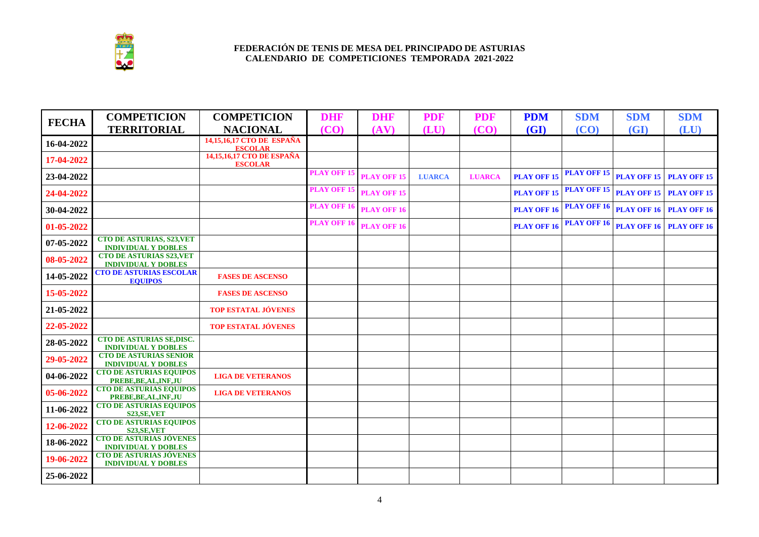**FEDERACIÓN DE TENIS DE MESA DEL PRINCIPADO DE ASTURIAS**
**CALENDARIO DE COMPETICIONES TEMPORADA 2021-2022**

| FECHA | COMPETICION TERRITORIAL | COMPETICION NACIONAL | DHF (CO) | DHF (AV) | PDF (LU) | PDF (CO) | PDM (GI) | SDM (CO) | SDM (GI) | SDM (LU) |
|---|---|---|---|---|---|---|---|---|---|---|
| 16-04-2022 | | 14,15,16,17 CTO DE ESPAÑA ESCOLAR | | | | | | | | |
| 17-04-2022 | | 14,15,16,17 CTO DE ESPAÑA ESCOLAR | | | | | | | | |
| 23-04-2022 | | | PLAY OFF 15 | PLAY OFF 15 | LUARCA | LUARCA | PLAY OFF 15 | PLAY OFF 15 | PLAY OFF 15 | PLAY OFF 15 |
| 24-04-2022 | | | PLAY OFF 15 | PLAY OFF 15 | | | PLAY OFF 15 | PLAY OFF 15 | PLAY OFF 15 | PLAY OFF 15 |
| 30-04-2022 | | | PLAY OFF 16 | PLAY OFF 16 | | | PLAY OFF 16 | PLAY OFF 16 | PLAY OFF 16 | PLAY OFF 16 |
| 01-05-2022 | | | PLAY OFF 16 | PLAY OFF 16 | | | PLAY OFF 16 | PLAY OFF 16 | PLAY OFF 16 | PLAY OFF 16 |
| 07-05-2022 | CTO DE ASTURIAS, S23,VET INDIVIDUAL Y DOBLES | | | | | | | | | |
| 08-05-2022 | CTO DE ASTURIAS S23,VET INDIVIDUAL Y DOBLES | | | | | | | | | |
| 14-05-2022 | CTO DE ASTURIAS ESCOLAR EQUIPOS | FASES DE ASCENSO | | | | | | | | |
| 15-05-2022 | | FASES DE ASCENSO | | | | | | | | |
| 21-05-2022 | | TOP ESTATAL JÓVENES | | | | | | | | |
| 22-05-2022 | | TOP ESTATAL JÓVENES | | | | | | | | |
| 28-05-2022 | CTO DE ASTURIAS SE,DISC. INDIVIDUAL Y DOBLES | | | | | | | | | |
| 29-05-2022 | CTO DE ASTURIAS SENIOR INDIVIDUAL Y DOBLES | | | | | | | | | |
| 04-06-2022 | CTO DE ASTURIAS EQUIPOS PREBE,BE,AL,INF,JU | LIGA DE VETERANOS | | | | | | | | |
| 05-06-2022 | CTO DE ASTURIAS EQUIPOS PREBE,BE,AL,INF,JU | LIGA DE VETERANOS | | | | | | | | |
| 11-06-2022 | CTO DE ASTURIAS EQUIPOS S23,SE,VET | | | | | | | | | |
| 12-06-2022 | CTO DE ASTURIAS EQUIPOS S23,SE,VET | | | | | | | | | |
| 18-06-2022 | CTO DE ASTURIAS JÓVENES INDIVIDUAL Y DOBLES | | | | | | | | | |
| 19-06-2022 | CTO DE ASTURIAS JÓVENES INDIVIDUAL Y DOBLES | | | | | | | | | |
| 25-06-2022 | | | | | | | | | | |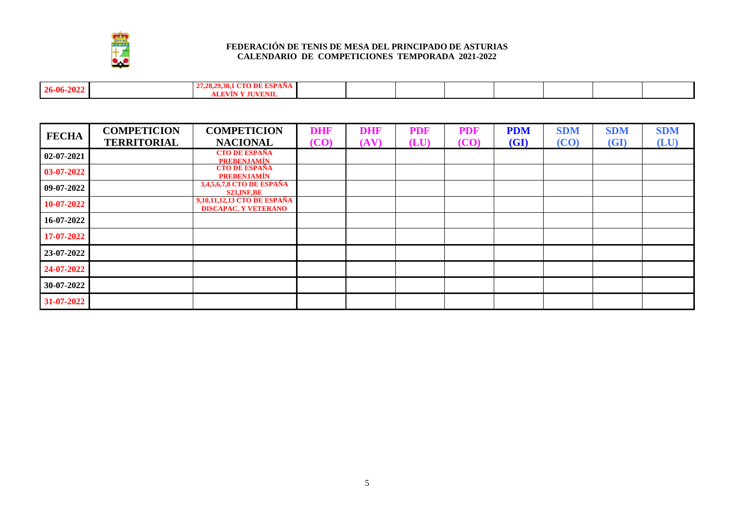**FEDERACIÓN DE TENIS DE MESA DEL PRINCIPADO DE ASTURIAS**
**CALENDARIO DE COMPETICIONES TEMPORADA 2021-2022**

| FECHA | COMPETICION TERRITORIAL | COMPETICION NACIONAL | DHF (CO) | DHF (AV) | PDF (LU) | PDF (CO) | PDM (GI) | SDM (CO) | SDM (GI) | SDM (LU) |
|---|---|---|---|---|---|---|---|---|---|---|
| 26-06-2022 | | 27,28,29,30,1 CTO DE ESPAÑA ALEVÍN Y JUVENIL | | | | | | | | |
| 02-07-2021 | | CTO DE ESPAÑA PREBENJAMÍN | | | | | | | | |
| 03-07-2022 | | CTO DE ESPAÑA PREBENJAMÍN | | | | | | | | |
| 09-07-2022 | | 3,4,5,6,7,8 CTO DE ESPAÑA S23,INF,BE | | | | | | | | |
| 10-07-2022 | | 9,10,11,12,13 CTO DE ESPAÑA DISCAPAC. Y VETERANO | | | | | | | | |
| 16-07-2022 | | | | | | | | | | |
| 17-07-2022 | | | | | | | | | | |
| 23-07-2022 | | | | | | | | | | |
| 24-07-2022 | | | | | | | | | | |
| 30-07-2022 | | | | | | | | | | |
| 31-07-2022 | | | | | | | | | | |